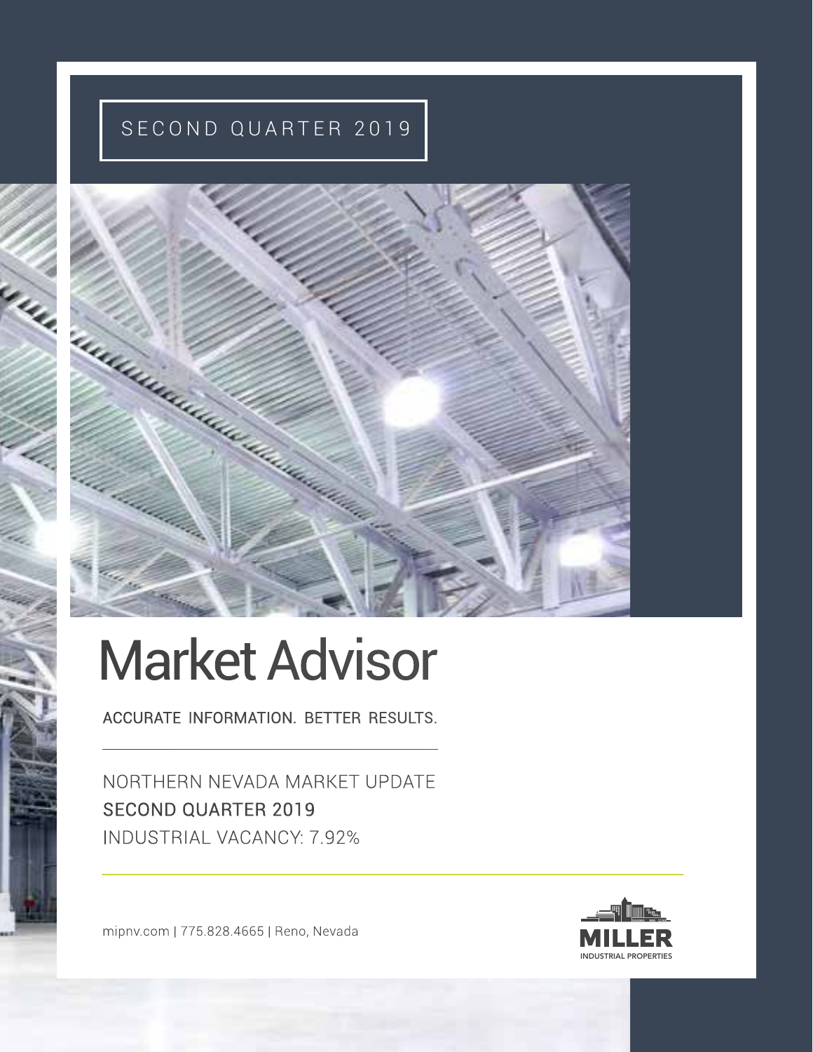SECOND QUARTER 2019

# Market Advisor

ACCURATE INFORMATION. BETTER RESULTS.

NORTHERN NEVADA MARKET UPDATE
SECOND QUARTER 2019
INDUSTRIAL VACANCY: 7.92%

mipnv.com | 775.828.4665 | Reno, Nevada

MILLER
INDUSTRIAL PROPERTIES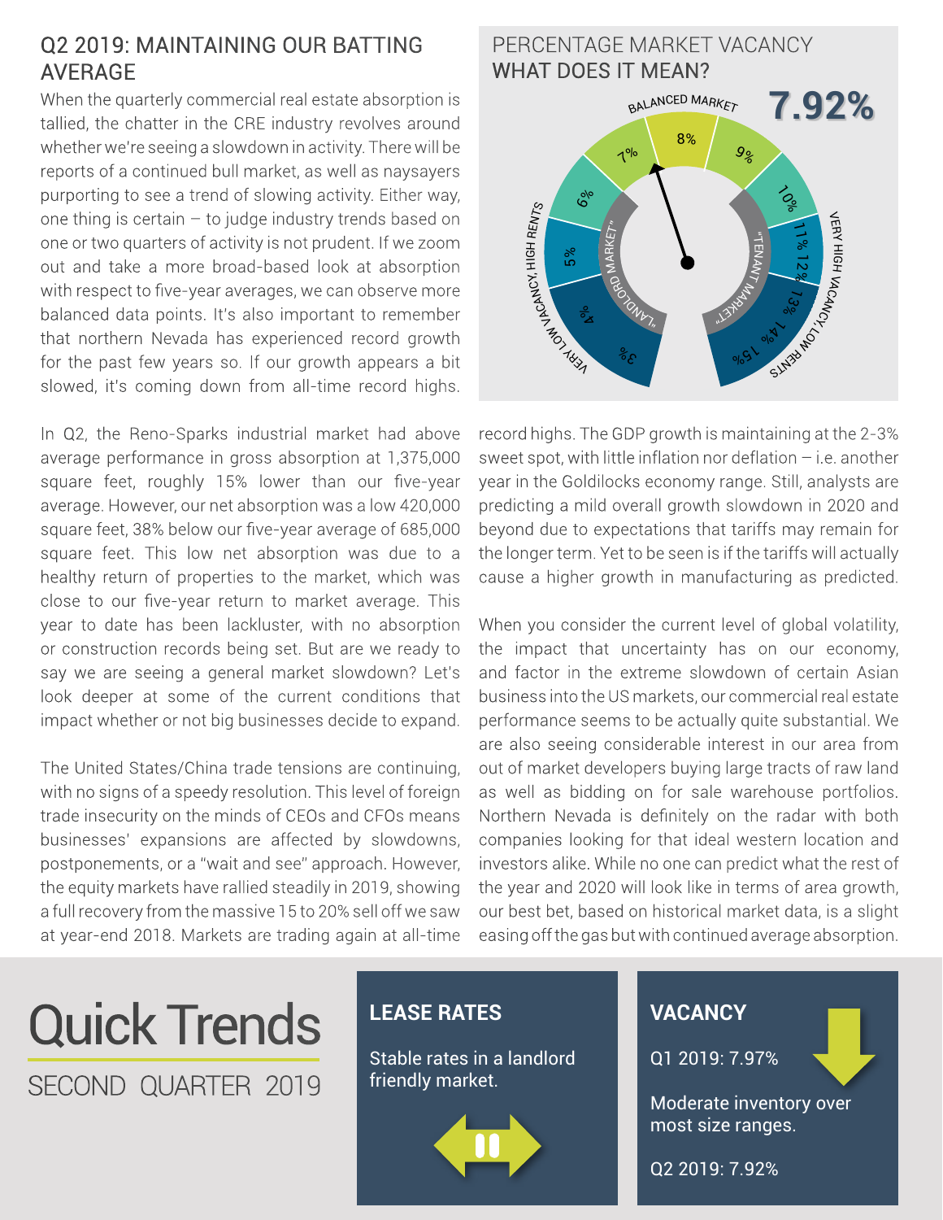## Q2 2019: MAINTAINING OUR BATTING AVERAGE

When the quarterly commercial real estate absorption is tallied, the chatter in the CRE industry revolves around whether we're seeing a slowdown in activity. There will be reports of a continued bull market, as well as naysayers purporting to see a trend of slowing activity. Either way, one thing is certain – to judge industry trends based on one or two quarters of activity is not prudent. If we zoom out and take a more broad-based look at absorption with respect to five-year averages, we can observe more balanced data points. It's also important to remember that northern Nevada has experienced record growth for the past few years so. If our growth appears a bit slowed, it's coming down from all-time record highs.

In Q2, the Reno-Sparks industrial market had above average performance in gross absorption at 1,375,000 square feet, roughly 15% lower than our five-year average. However, our net absorption was a low 420,000 square feet, 38% below our five-year average of 685,000 square feet. This low net absorption was due to a healthy return of properties to the market, which was close to our five-year return to market average. This year to date has been lackluster, with no absorption or construction records being set. But are we ready to say we are seeing a general market slowdown? Let's look deeper at some of the current conditions that impact whether or not big businesses decide to expand.

The United States/China trade tensions are continuing, with no signs of a speedy resolution. This level of foreign trade insecurity on the minds of CEOs and CFOs means businesses' expansions are affected by slowdowns, postponements, or a "wait and see" approach. However, the equity markets have rallied steadily in 2019, showing a full recovery from the massive 15 to 20% sell off we saw at year-end 2018. Markets are trading again at all-time record highs. The GDP growth is maintaining at the 2-3% sweet spot, with little inflation nor deflation – i.e. another year in the Goldilocks economy range. Still, analysts are predicting a mild overall growth slowdown in 2020 and beyond due to expectations that tariffs may remain for the longer term. Yet to be seen is if the tariffs will actually cause a higher growth in manufacturing as predicted.

When you consider the current level of global volatility, the impact that uncertainty has on our economy, and factor in the extreme slowdown of certain Asian business into the US markets, our commercial real estate performance seems to be actually quite substantial. We are also seeing considerable interest in our area from out of market developers buying large tracts of raw land as well as bidding on for sale warehouse portfolios. Northern Nevada is definitely on the radar with both companies looking for that ideal western location and investors alike. While no one can predict what the rest of the year and 2020 will look like in terms of area growth, our best bet, based on historical market data, is a slight easing off the gas but with continued average absorption.

## PERCENTAGE MARKET VACANCY WHAT DOES IT MEAN?

**7.92%**

BALANCED MARKET: 8% · VERY LOW VACANCY, HIGH RENTS ("LANDLORD MARKET"): 3%–7% · VERY HIGH VACANCY, LOW RENTS ("TENANT MARKET"): 9%–15%

# Quick Trends

SECOND QUARTER 2019

### LEASE RATES

Stable rates in a landlord friendly market.

### VACANCY

Q1 2019: 7.97%

Moderate inventory over most size ranges.

Q2 2019: 7.92%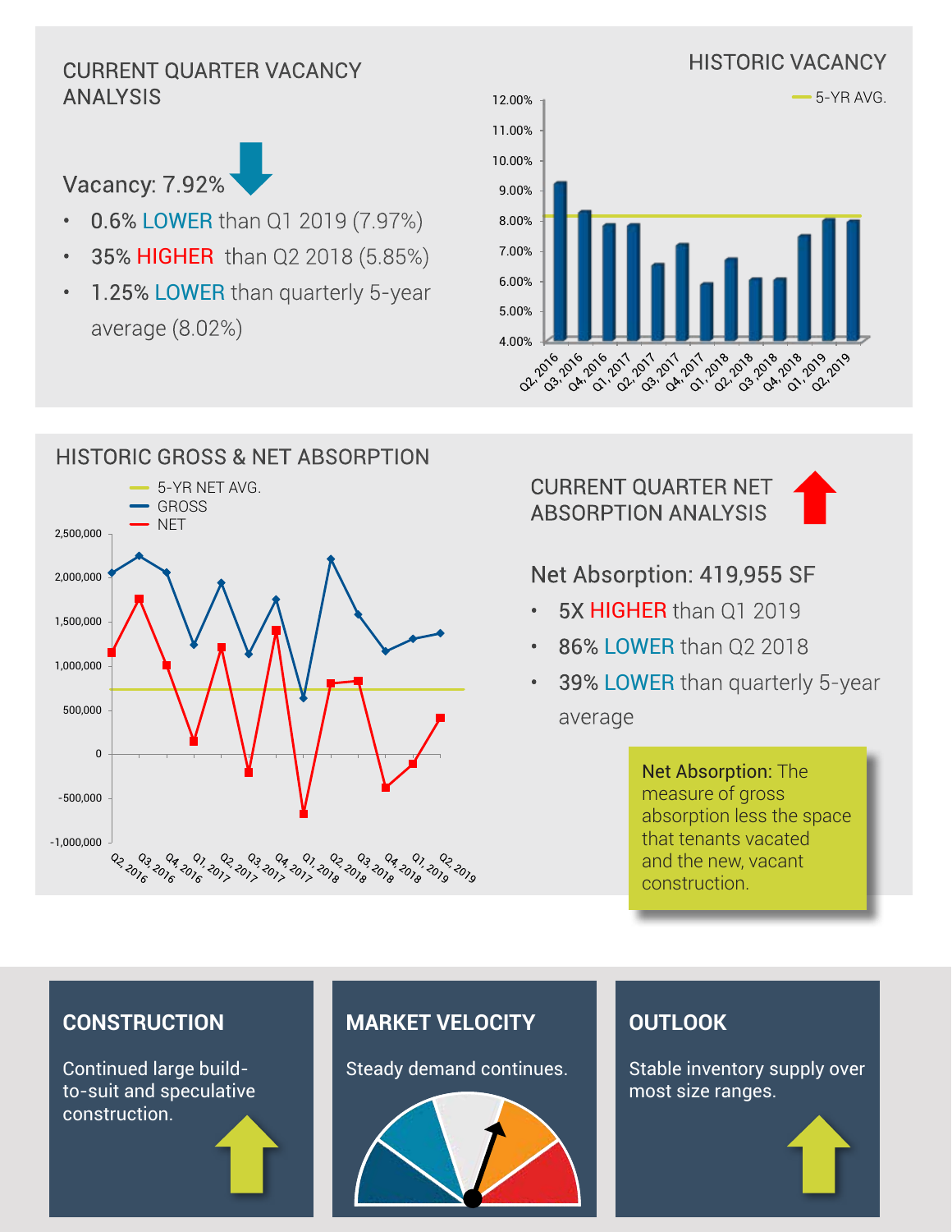## CURRENT QUARTER VACANCY ANALYSIS

Vacancy: 7.92%

- 0.6% LOWER than Q1 2019 (7.97%)
- 35% HIGHER than Q2 2018 (5.85%)
- 1.25% LOWER than quarterly 5-year average (8.02%)

## HISTORIC VACANCY

## HISTORIC GROSS & NET ABSORPTION

## CURRENT QUARTER NET ABSORPTION ANALYSIS

Net Absorption: 419,955 SF

- 5X HIGHER than Q1 2019
- 86% LOWER than Q2 2018
- 39% LOWER than quarterly 5-year average

**Net Absorption:** The measure of gross absorption less the space that tenants vacated and the new, vacant construction.

### CONSTRUCTION

Continued large build-to-suit and speculative construction.

### MARKET VELOCITY

Steady demand continues.

### OUTLOOK

Stable inventory supply over most size ranges.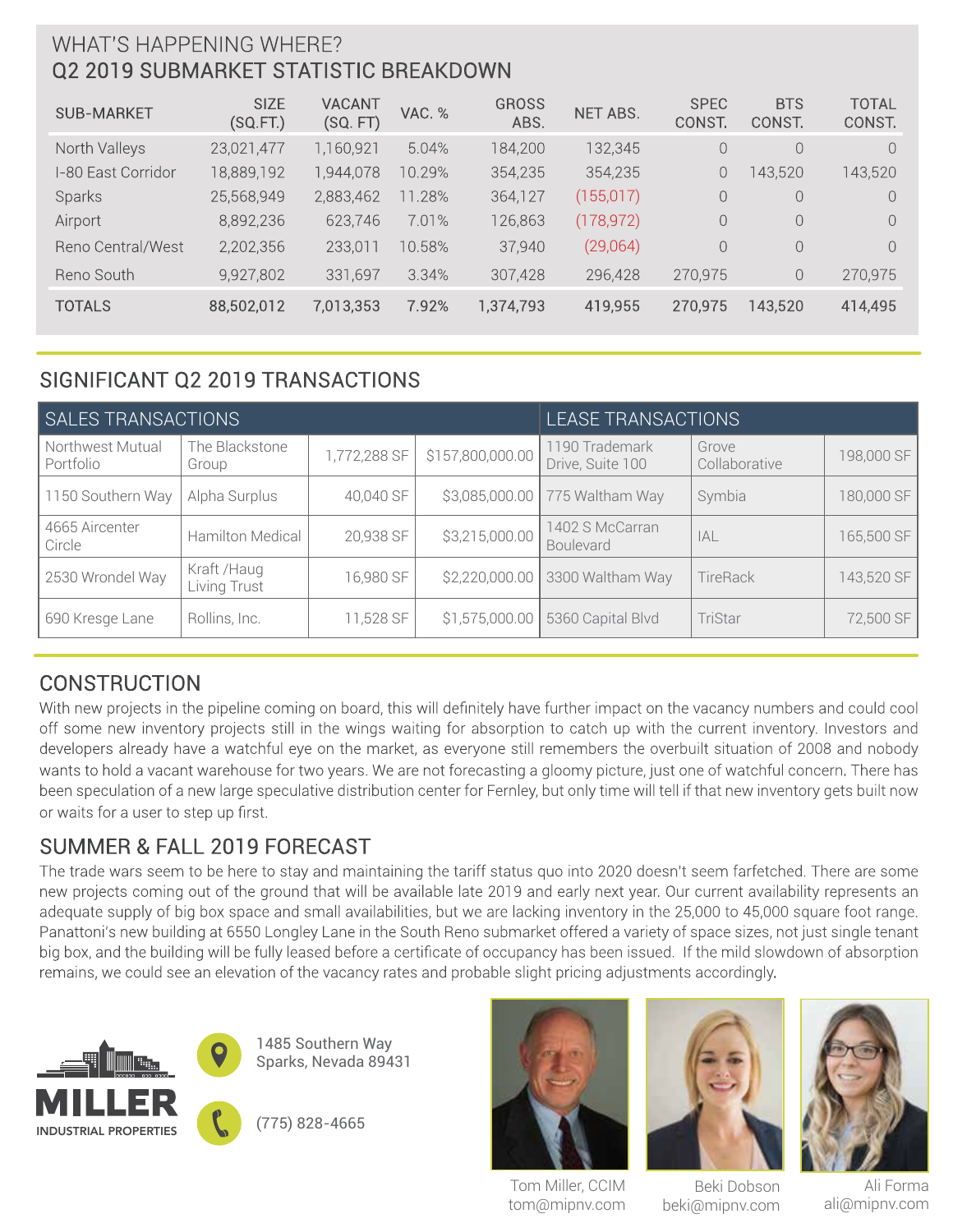## WHAT'S HAPPENING WHERE?
## Q2 2019 SUBMARKET STATISTIC BREAKDOWN

| SUB-MARKET | SIZE (SQ.FT.) | VACANT (SQ. FT) | VAC. % | GROSS ABS. | NET ABS. | SPEC CONST. | BTS CONST. | TOTAL CONST. |
|---|---|---|---|---|---|---|---|---|
| North Valleys | 23,021,477 | 1,160,921 | 5.04% | 184,200 | 132,345 | 0 | 0 | 0 |
| I-80 East Corridor | 18,889,192 | 1,944,078 | 10.29% | 354,235 | 354,235 | 0 | 143,520 | 143,520 |
| Sparks | 25,568,949 | 2,883,462 | 11.28% | 364,127 | (155,017) | 0 | 0 | 0 |
| Airport | 8,892,236 | 623,746 | 7.01% | 126,863 | (178,972) | 0 | 0 | 0 |
| Reno Central/West | 2,202,356 | 233,011 | 10.58% | 37,940 | (29,064) | 0 | 0 | 0 |
| Reno South | 9,927,802 | 331,697 | 3.34% | 307,428 | 296,428 | 270,975 | 0 | 270,975 |
| TOTALS | 88,502,012 | 7,013,353 | 7.92% | 1,374,793 | 419,955 | 270,975 | 143,520 | 414,495 |

## SIGNIFICANT Q2 2019 TRANSACTIONS

| SALES TRANSACTIONS | | | | LEASE TRANSACTIONS | | |
|---|---|---|---|---|---|---|
| Northwest Mutual Portfolio | The Blackstone Group | 1,772,288 SF | $157,800,000.00 | 1190 Trademark Drive, Suite 100 | Grove Collaborative | 198,000 SF |
| 1150 Southern Way | Alpha Surplus | 40,040 SF | $3,085,000.00 | 775 Waltham Way | Symbia | 180,000 SF |
| 4665 Aircenter Circle | Hamilton Medical | 20,938 SF | $3,215,000.00 | 1402 S McCarran Boulevard | IAL | 165,500 SF |
| 2530 Wrondel Way | Kraft /Haug Living Trust | 16,980 SF | $2,220,000.00 | 3300 Waltham Way | TireRack | 143,520 SF |
| 690 Kresge Lane | Rollins, Inc. | 11,528 SF | $1,575,000.00 | 5360 Capital Blvd | TriStar | 72,500 SF |

## CONSTRUCTION

With new projects in the pipeline coming on board, this will definitely have further impact on the vacancy numbers and could cool off some new inventory projects still in the wings waiting for absorption to catch up with the current inventory. Investors and developers already have a watchful eye on the market, as everyone still remembers the overbuilt situation of 2008 and nobody wants to hold a vacant warehouse for two years. We are not forecasting a gloomy picture, just one of watchful concern. There has been speculation of a new large speculative distribution center for Fernley, but only time will tell if that new inventory gets built now or waits for a user to step up first.

## SUMMER & FALL 2019 FORECAST

The trade wars seem to be here to stay and maintaining the tariff status quo into 2020 doesn't seem farfetched. There are some new projects coming out of the ground that will be available late 2019 and early next year. Our current availability represents an adequate supply of big box space and small availabilities, but we are lacking inventory in the 25,000 to 45,000 square foot range. Panattoni's new building at 6550 Longley Lane in the South Reno submarket offered a variety of space sizes, not just single tenant big box, and the building will be fully leased before a certificate of occupancy has been issued. If the mild slowdown of absorption remains, we could see an elevation of the vacancy rates and probable slight pricing adjustments accordingly.

MILLER
INDUSTRIAL PROPERTIES

1485 Southern Way
Sparks, Nevada 89431

(775) 828-4665

Tom Miller, CCIM
tom@mipnv.com

Beki Dobson
beki@mipnv.com

Ali Forma
ali@mipnv.com